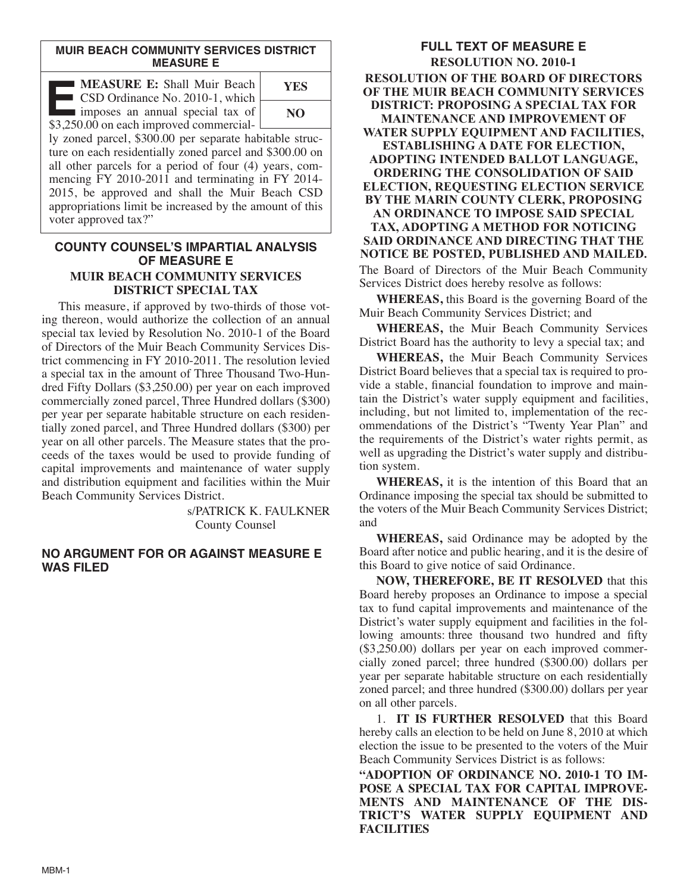## MUIR BEACH COMMUNITY SERVICES DISTRICT MEASURE E

**MEASURE E:** Shall Muir Beach CSD Ordinance No. 2010-1, which imposes an annual special tax of $3,250.00 on each improved commercially zoned parcel, $300.00 per separate habitable structure on each residentially zoned parcel and $300.00 on all other parcels for a period of four (4) years, commencing FY 2010-2011 and terminating in FY 2014-2015, be approved and shall the Muir Beach CSD appropriations limit be increased by the amount of this voter approved tax?"

| YES |
|---|
| NO |

## COUNTY COUNSEL'S IMPARTIAL ANALYSIS OF MEASURE E

### MUIR BEACH COMMUNITY SERVICES DISTRICT SPECIAL TAX

This measure, if approved by two-thirds of those voting thereon, would authorize the collection of an annual special tax levied by Resolution No. 2010-1 of the Board of Directors of the Muir Beach Community Services District commencing in FY 2010-2011. The resolution levied a special tax in the amount of Three Thousand Two-Hundred Fifty Dollars ($3,250.00) per year on each improved commercially zoned parcel, Three Hundred dollars ($300) per year per separate habitable structure on each residentially zoned parcel, and Three Hundred dollars ($300) per year on all other parcels. The Measure states that the proceeds of the taxes would be used to provide funding of capital improvements and maintenance of water supply and distribution equipment and facilities within the Muir Beach Community Services District.

s/PATRICK K. FAULKNER
County Counsel

## NO ARGUMENT FOR OR AGAINST MEASURE E WAS FILED

## FULL TEXT OF MEASURE E

### RESOLUTION NO. 2010-1

**RESOLUTION OF THE BOARD OF DIRECTORS OF THE MUIR BEACH COMMUNITY SERVICES DISTRICT: PROPOSING A SPECIAL TAX FOR MAINTENANCE AND IMPROVEMENT OF WATER SUPPLY EQUIPMENT AND FACILITIES, ESTABLISHING A DATE FOR ELECTION, ADOPTING INTENDED BALLOT LANGUAGE, ORDERING THE CONSOLIDATION OF SAID ELECTION, REQUESTING ELECTION SERVICE BY THE MARIN COUNTY CLERK, PROPOSING AN ORDINANCE TO IMPOSE SAID SPECIAL TAX, ADOPTING A METHOD FOR NOTICING SAID ORDINANCE AND DIRECTING THAT THE NOTICE BE POSTED, PUBLISHED AND MAILED.**

The Board of Directors of the Muir Beach Community Services District does hereby resolve as follows:

**WHEREAS,** this Board is the governing Board of the Muir Beach Community Services District; and

**WHEREAS,** the Muir Beach Community Services District Board has the authority to levy a special tax; and

**WHEREAS,** the Muir Beach Community Services District Board believes that a special tax is required to provide a stable, financial foundation to improve and maintain the District's water supply equipment and facilities, including, but not limited to, implementation of the recommendations of the District's "Twenty Year Plan" and the requirements of the District's water rights permit, as well as upgrading the District's water supply and distribution system.

**WHEREAS,** it is the intention of this Board that an Ordinance imposing the special tax should be submitted to the voters of the Muir Beach Community Services District; and

**WHEREAS,** said Ordinance may be adopted by the Board after notice and public hearing, and it is the desire of this Board to give notice of said Ordinance.

**NOW, THEREFORE, BE IT RESOLVED** that this Board hereby proposes an Ordinance to impose a special tax to fund capital improvements and maintenance of the District's water supply equipment and facilities in the following amounts: three thousand two hundred and fifty ($3,250.00) dollars per year on each improved commercially zoned parcel; three hundred ($300.00) dollars per year per separate habitable structure on each residentially zoned parcel; and three hundred ($300.00) dollars per year on all other parcels.

1. **IT IS FURTHER RESOLVED** that this Board hereby calls an election to be held on June 8, 2010 at which election the issue to be presented to the voters of the Muir Beach Community Services District is as follows:

**"ADOPTION OF ORDINANCE NO. 2010-1 TO IMPOSE A SPECIAL TAX FOR CAPITAL IMPROVEMENTS AND MAINTENANCE OF THE DISTRICT'S WATER SUPPLY EQUIPMENT AND FACILITIES**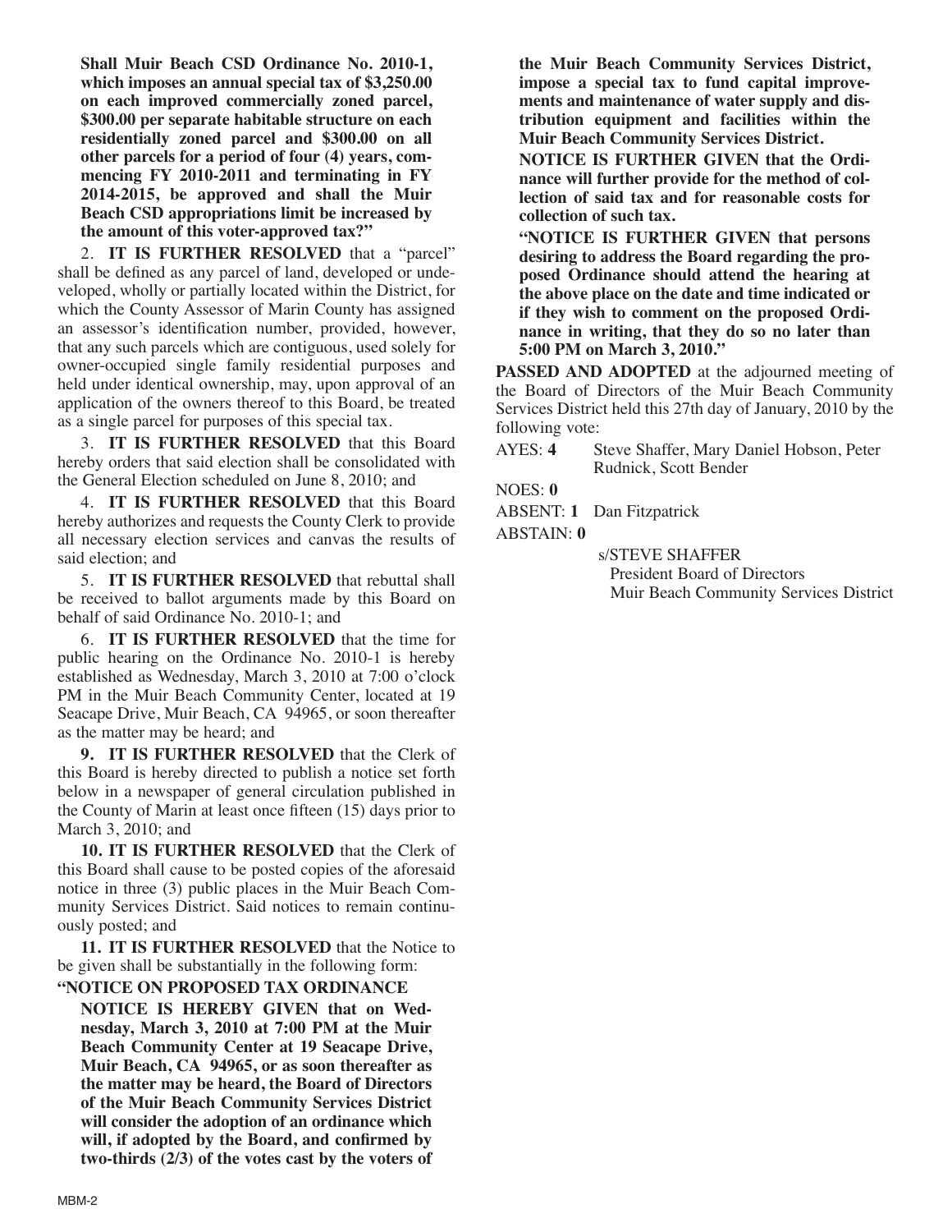**Shall Muir Beach CSD Ordinance No. 2010-1, which imposes an annual special tax of $3,250.00 on each improved commercially zoned parcel, $300.00 per separate habitable structure on each residentially zoned parcel and $300.00 on all other parcels for a period of four (4) years, commencing FY 2010-2011 and terminating in FY 2014-2015, be approved and shall the Muir Beach CSD appropriations limit be increased by the amount of this voter-approved tax?"**

2. **IT IS FURTHER RESOLVED** that a "parcel" shall be defined as any parcel of land, developed or undeveloped, wholly or partially located within the District, for which the County Assessor of Marin County has assigned an assessor's identification number, provided, however, that any such parcels which are contiguous, used solely for owner-occupied single family residential purposes and held under identical ownership, may, upon approval of an application of the owners thereof to this Board, be treated as a single parcel for purposes of this special tax.

3. **IT IS FURTHER RESOLVED** that this Board hereby orders that said election shall be consolidated with the General Election scheduled on June 8, 2010; and

4. **IT IS FURTHER RESOLVED** that this Board hereby authorizes and requests the County Clerk to provide all necessary election services and canvas the results of said election; and

5. **IT IS FURTHER RESOLVED** that rebuttal shall be received to ballot arguments made by this Board on behalf of said Ordinance No. 2010-1; and

6. **IT IS FURTHER RESOLVED** that the time for public hearing on the Ordinance No. 2010-1 is hereby established as Wednesday, March 3, 2010 at 7:00 o'clock PM in the Muir Beach Community Center, located at 19 Seacape Drive, Muir Beach, CA 94965, or soon thereafter as the matter may be heard; and

**9. IT IS FURTHER RESOLVED** that the Clerk of this Board is hereby directed to publish a notice set forth below in a newspaper of general circulation published in the County of Marin at least once fifteen (15) days prior to March 3, 2010; and

**10. IT IS FURTHER RESOLVED** that the Clerk of this Board shall cause to be posted copies of the aforesaid notice in three (3) public places in the Muir Beach Community Services District. Said notices to remain continuously posted; and

**11. IT IS FURTHER RESOLVED** that the Notice to be given shall be substantially in the following form:

**"NOTICE ON PROPOSED TAX ORDINANCE**

**NOTICE IS HEREBY GIVEN that on Wednesday, March 3, 2010 at 7:00 PM at the Muir Beach Community Center at 19 Seacape Drive, Muir Beach, CA 94965, or as soon thereafter as the matter may be heard, the Board of Directors of the Muir Beach Community Services District will consider the adoption of an ordinance which will, if adopted by the Board, and confirmed by two-thirds (2/3) of the votes cast by the voters of the Muir Beach Community Services District, impose a special tax to fund capital improvements and maintenance of water supply and distribution equipment and facilities within the Muir Beach Community Services District.**

**NOTICE IS FURTHER GIVEN that the Ordinance will further provide for the method of collection of said tax and for reasonable costs for collection of such tax.**

**"NOTICE IS FURTHER GIVEN that persons desiring to address the Board regarding the proposed Ordinance should attend the hearing at the above place on the date and time indicated or if they wish to comment on the proposed Ordinance in writing, that they do so no later than 5:00 PM on March 3, 2010."**

**PASSED AND ADOPTED** at the adjourned meeting of the Board of Directors of the Muir Beach Community Services District held this 27th day of January, 2010 by the following vote:

AYES: **4** Steve Shaffer, Mary Daniel Hobson, Peter Rudnick, Scott Bender

NOES: **0**

ABSENT: **1** Dan Fitzpatrick

ABSTAIN: **0**

s/STEVE SHAFFER
President Board of Directors
Muir Beach Community Services District

MBM-2